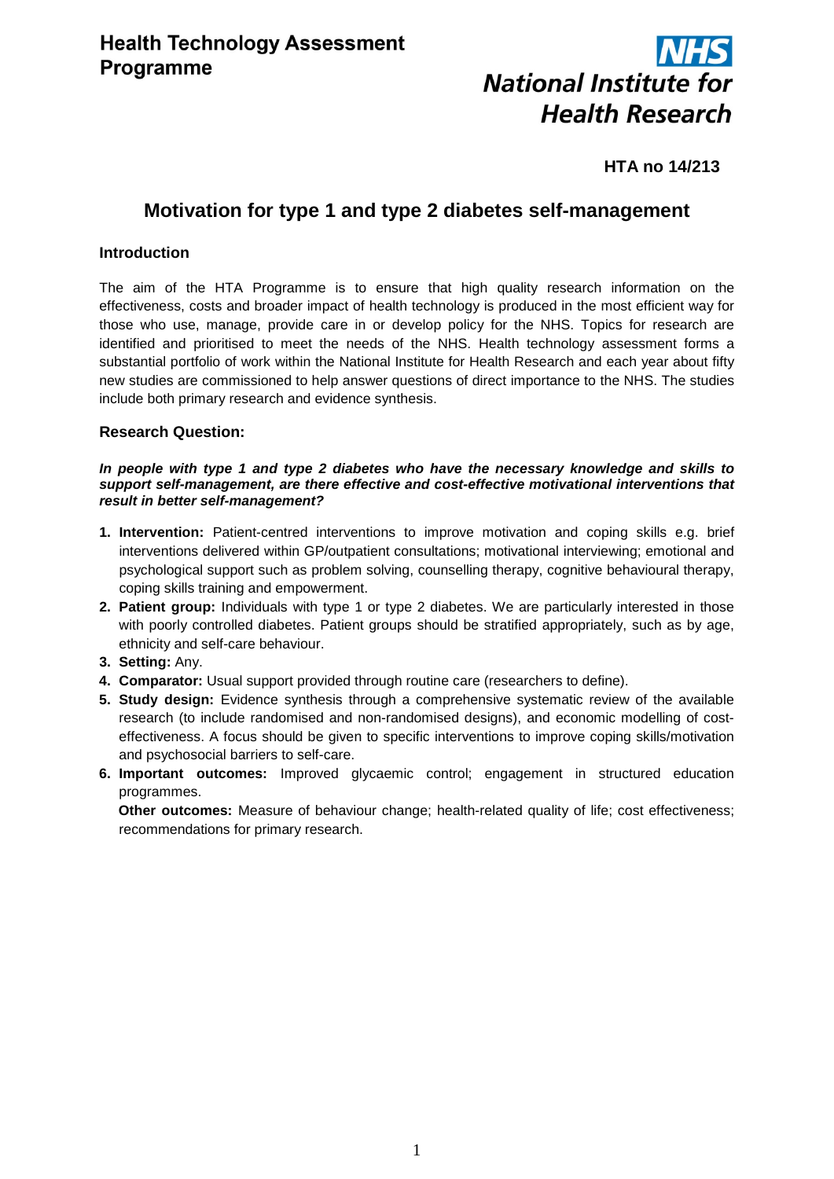**Health Technology Assessment Programme**

**NHS National Institute for Health Research**

**HTA no 14/213**

# Motivation for type 1 and type 2 diabetes self-management

## Introduction

The aim of the HTA Programme is to ensure that high quality research information on the effectiveness, costs and broader impact of health technology is produced in the most efficient way for those who use, manage, provide care in or develop policy for the NHS. Topics for research are identified and prioritised to meet the needs of the NHS. Health technology assessment forms a substantial portfolio of work within the National Institute for Health Research and each year about fifty new studies are commissioned to help answer questions of direct importance to the NHS. The studies include both primary research and evidence synthesis.

## Research Question:

***In people with type 1 and type 2 diabetes who have the necessary knowledge and skills to support self-management, are there effective and cost-effective motivational interventions that result in better self-management?***

1. **Intervention:** Patient-centred interventions to improve motivation and coping skills e.g. brief interventions delivered within GP/outpatient consultations; motivational interviewing; emotional and psychological support such as problem solving, counselling therapy, cognitive behavioural therapy, coping skills training and empowerment.
2. **Patient group:** Individuals with type 1 or type 2 diabetes. We are particularly interested in those with poorly controlled diabetes. Patient groups should be stratified appropriately, such as by age, ethnicity and self-care behaviour.
3. **Setting:** Any.
4. **Comparator:** Usual support provided through routine care (researchers to define).
5. **Study design:** Evidence synthesis through a comprehensive systematic review of the available research (to include randomised and non-randomised designs), and economic modelling of cost-effectiveness. A focus should be given to specific interventions to improve coping skills/motivation and psychosocial barriers to self-care.
6. **Important outcomes:** Improved glycaemic control; engagement in structured education programmes.

   **Other outcomes:** Measure of behaviour change; health-related quality of life; cost effectiveness; recommendations for primary research.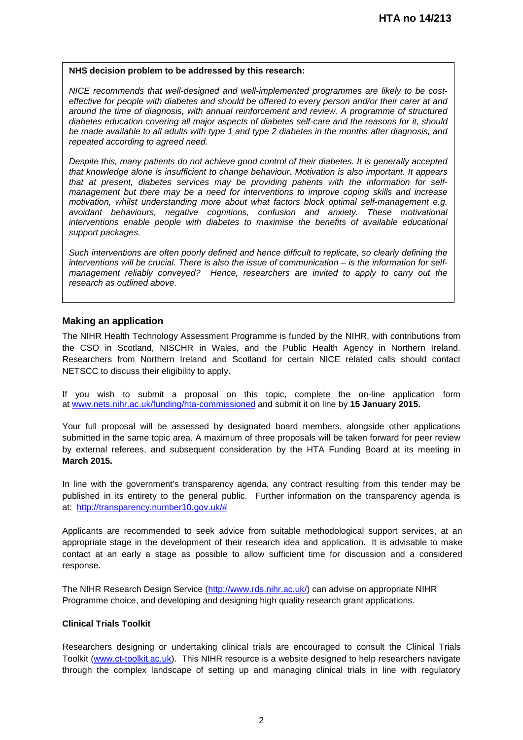**NHS decision problem to be addressed by this research:**

*NICE recommends that well-designed and well-implemented programmes are likely to be cost-effective for people with diabetes and should be offered to every person and/or their carer at and around the time of diagnosis, with annual reinforcement and review. A programme of structured diabetes education covering all major aspects of diabetes self-care and the reasons for it, should be made available to all adults with type 1 and type 2 diabetes in the months after diagnosis, and repeated according to agreed need.*

*Despite this, many patients do not achieve good control of their diabetes. It is generally accepted that knowledge alone is insufficient to change behaviour. Motivation is also important. It appears that at present, diabetes services may be providing patients with the information for self-management but there may be a need for interventions to improve coping skills and increase motivation, whilst understanding more about what factors block optimal self-management e.g. avoidant behaviours, negative cognitions, confusion and anxiety. These motivational interventions enable people with diabetes to maximise the benefits of available educational support packages.*

*Such interventions are often poorly defined and hence difficult to replicate, so clearly defining the interventions will be crucial. There is also the issue of communication – is the information for self-management reliably conveyed? Hence, researchers are invited to apply to carry out the research as outlined above.*

## Making an application

The NIHR Health Technology Assessment Programme is funded by the NIHR, with contributions from the CSO in Scotland, NISCHR in Wales, and the Public Health Agency in Northern Ireland. Researchers from Northern Ireland and Scotland for certain NICE related calls should contact NETSCC to discuss their eligibility to apply.

If you wish to submit a proposal on this topic, complete the on-line application form at [www.nets.nihr.ac.uk/funding/hta-commissioned](www.nets.nihr.ac.uk/funding/hta-commissioned) and submit it on line by **15 January 2015.**

Your full proposal will be assessed by designated board members, alongside other applications submitted in the same topic area. A maximum of three proposals will be taken forward for peer review by external referees, and subsequent consideration by the HTA Funding Board at its meeting in **March 2015.**

In line with the government's transparency agenda, any contract resulting from this tender may be published in its entirety to the general public. Further information on the transparency agenda is at: [http://transparency.number10.gov.uk/#](http://transparency.number10.gov.uk/#)

Applicants are recommended to seek advice from suitable methodological support services, at an appropriate stage in the development of their research idea and application. It is advisable to make contact at an early a stage as possible to allow sufficient time for discussion and a considered response.

The NIHR Research Design Service ([http://www.rds.nihr.ac.uk/](http://www.rds.nihr.ac.uk/)) can advise on appropriate NIHR Programme choice, and developing and designing high quality research grant applications.

### Clinical Trials Toolkit

Researchers designing or undertaking clinical trials are encouraged to consult the Clinical Trials Toolkit ([www.ct-toolkit.ac.uk](www.ct-toolkit.ac.uk)). This NIHR resource is a website designed to help researchers navigate through the complex landscape of setting up and managing clinical trials in line with regulatory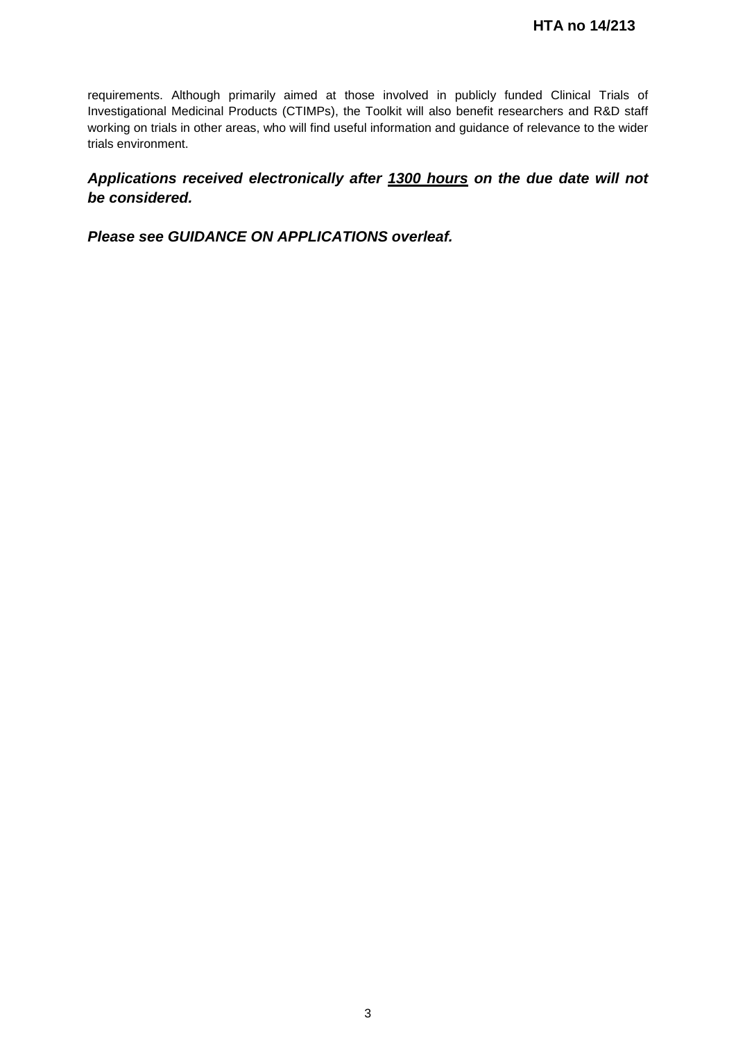requirements. Although primarily aimed at those involved in publicly funded Clinical Trials of Investigational Medicinal Products (CTIMPs), the Toolkit will also benefit researchers and R&D staff working on trials in other areas, who will find useful information and guidance of relevance to the wider trials environment.

***Applications received electronically after <u>1300 hours</u> on the due date will not be considered.***

***Please see GUIDANCE ON APPLICATIONS overleaf.***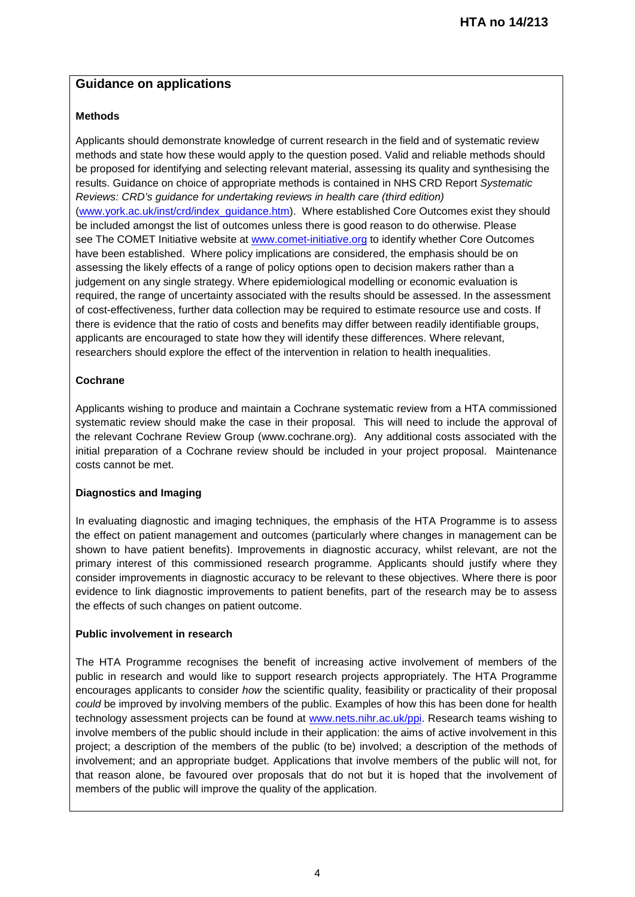## Guidance on applications

**Methods**

Applicants should demonstrate knowledge of current research in the field and of systematic review methods and state how these would apply to the question posed. Valid and reliable methods should be proposed for identifying and selecting relevant material, assessing its quality and synthesising the results. Guidance on choice of appropriate methods is contained in NHS CRD Report *Systematic Reviews: CRD's guidance for undertaking reviews in health care (third edition)* (www.york.ac.uk/inst/crd/index_guidance.htm). Where established Core Outcomes exist they should be included amongst the list of outcomes unless there is good reason to do otherwise. Please see The COMET Initiative website at www.comet-initiative.org to identify whether Core Outcomes have been established. Where policy implications are considered, the emphasis should be on assessing the likely effects of a range of policy options open to decision makers rather than a judgement on any single strategy. Where epidemiological modelling or economic evaluation is required, the range of uncertainty associated with the results should be assessed. In the assessment of cost-effectiveness, further data collection may be required to estimate resource use and costs. If there is evidence that the ratio of costs and benefits may differ between readily identifiable groups, applicants are encouraged to state how they will identify these differences. Where relevant, researchers should explore the effect of the intervention in relation to health inequalities.

**Cochrane**

Applicants wishing to produce and maintain a Cochrane systematic review from a HTA commissioned systematic review should make the case in their proposal. This will need to include the approval of the relevant Cochrane Review Group (www.cochrane.org). Any additional costs associated with the initial preparation of a Cochrane review should be included in your project proposal. Maintenance costs cannot be met.

**Diagnostics and Imaging**

In evaluating diagnostic and imaging techniques, the emphasis of the HTA Programme is to assess the effect on patient management and outcomes (particularly where changes in management can be shown to have patient benefits). Improvements in diagnostic accuracy, whilst relevant, are not the primary interest of this commissioned research programme. Applicants should justify where they consider improvements in diagnostic accuracy to be relevant to these objectives. Where there is poor evidence to link diagnostic improvements to patient benefits, part of the research may be to assess the effects of such changes on patient outcome.

**Public involvement in research**

The HTA Programme recognises the benefit of increasing active involvement of members of the public in research and would like to support research projects appropriately. The HTA Programme encourages applicants to consider *how* the scientific quality, feasibility or practicality of their proposal *could* be improved by involving members of the public. Examples of how this has been done for health technology assessment projects can be found at www.nets.nihr.ac.uk/ppi. Research teams wishing to involve members of the public should include in their application: the aims of active involvement in this project; a description of the members of the public (to be) involved; a description of the methods of involvement; and an appropriate budget. Applications that involve members of the public will not, for that reason alone, be favoured over proposals that do not but it is hoped that the involvement of members of the public will improve the quality of the application.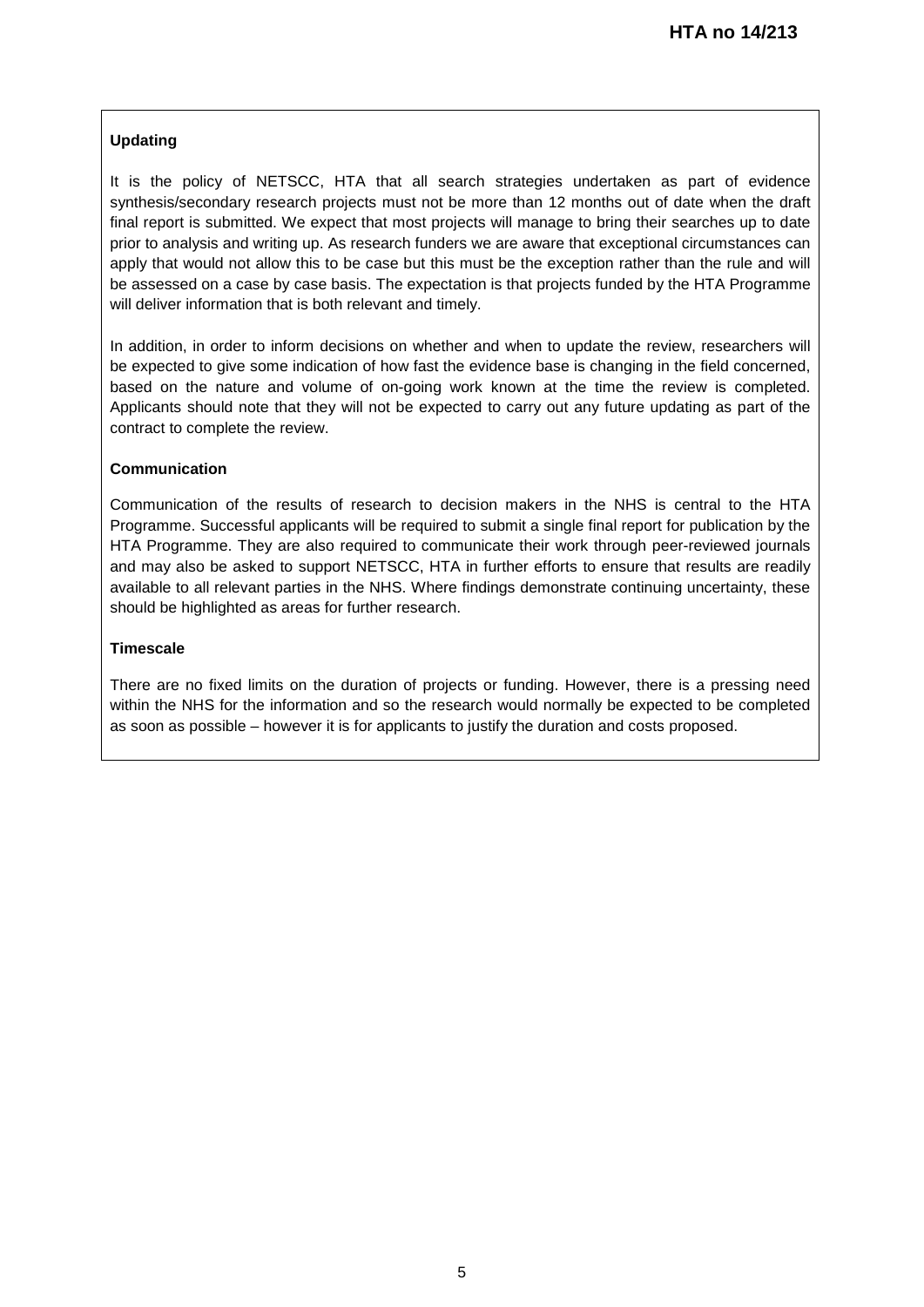**Updating**

It is the policy of NETSCC, HTA that all search strategies undertaken as part of evidence synthesis/secondary research projects must not be more than 12 months out of date when the draft final report is submitted. We expect that most projects will manage to bring their searches up to date prior to analysis and writing up. As research funders we are aware that exceptional circumstances can apply that would not allow this to be case but this must be the exception rather than the rule and will be assessed on a case by case basis. The expectation is that projects funded by the HTA Programme will deliver information that is both relevant and timely.

In addition, in order to inform decisions on whether and when to update the review, researchers will be expected to give some indication of how fast the evidence base is changing in the field concerned, based on the nature and volume of on-going work known at the time the review is completed. Applicants should note that they will not be expected to carry out any future updating as part of the contract to complete the review.

**Communication**

Communication of the results of research to decision makers in the NHS is central to the HTA Programme. Successful applicants will be required to submit a single final report for publication by the HTA Programme. They are also required to communicate their work through peer-reviewed journals and may also be asked to support NETSCC, HTA in further efforts to ensure that results are readily available to all relevant parties in the NHS. Where findings demonstrate continuing uncertainty, these should be highlighted as areas for further research.

**Timescale**

There are no fixed limits on the duration of projects or funding. However, there is a pressing need within the NHS for the information and so the research would normally be expected to be completed as soon as possible – however it is for applicants to justify the duration and costs proposed.